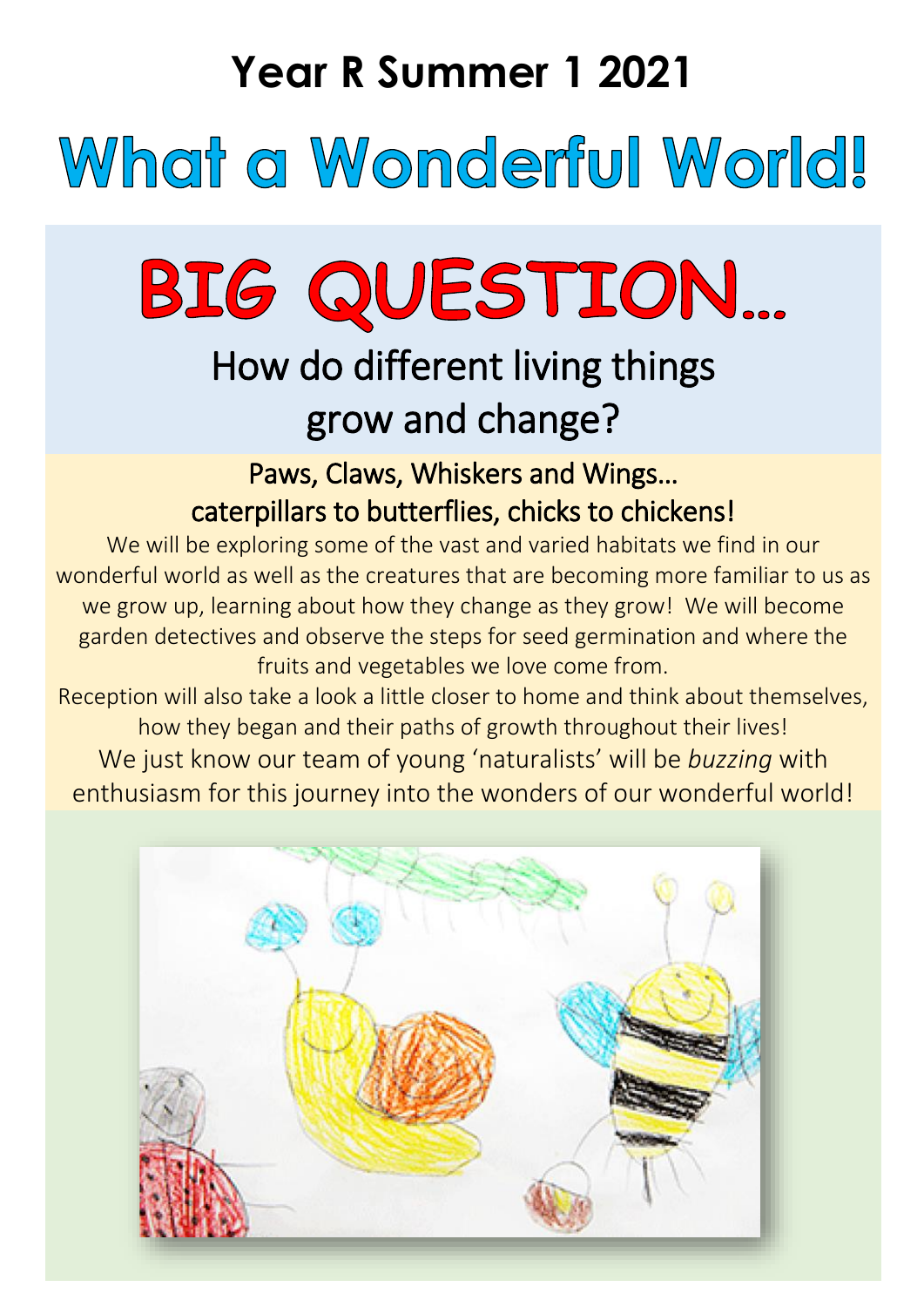## Year R Summer 1 2021

# What a Wonderful World!

# BIG QUESTION…

## How do different living things grow and change?

### Paws, Claws, Whiskers and Wings… caterpillars to butterflies, chicks to chickens!

We will be exploring some of the vast and varied habitats we find in our wonderful world as well as the creatures that are becoming more familiar to us as we grow up, learning about how they change as they grow! We will become garden detectives and observe the steps for seed germination and where the fruits and vegetables we love come from.

Reception will also take a look a little closer to home and think about themselves, how they began and their paths of growth throughout their lives!

We just know our team of young 'naturalists' will be *buzzing* with enthusiasm for this journey into the wonders of our wonderful world!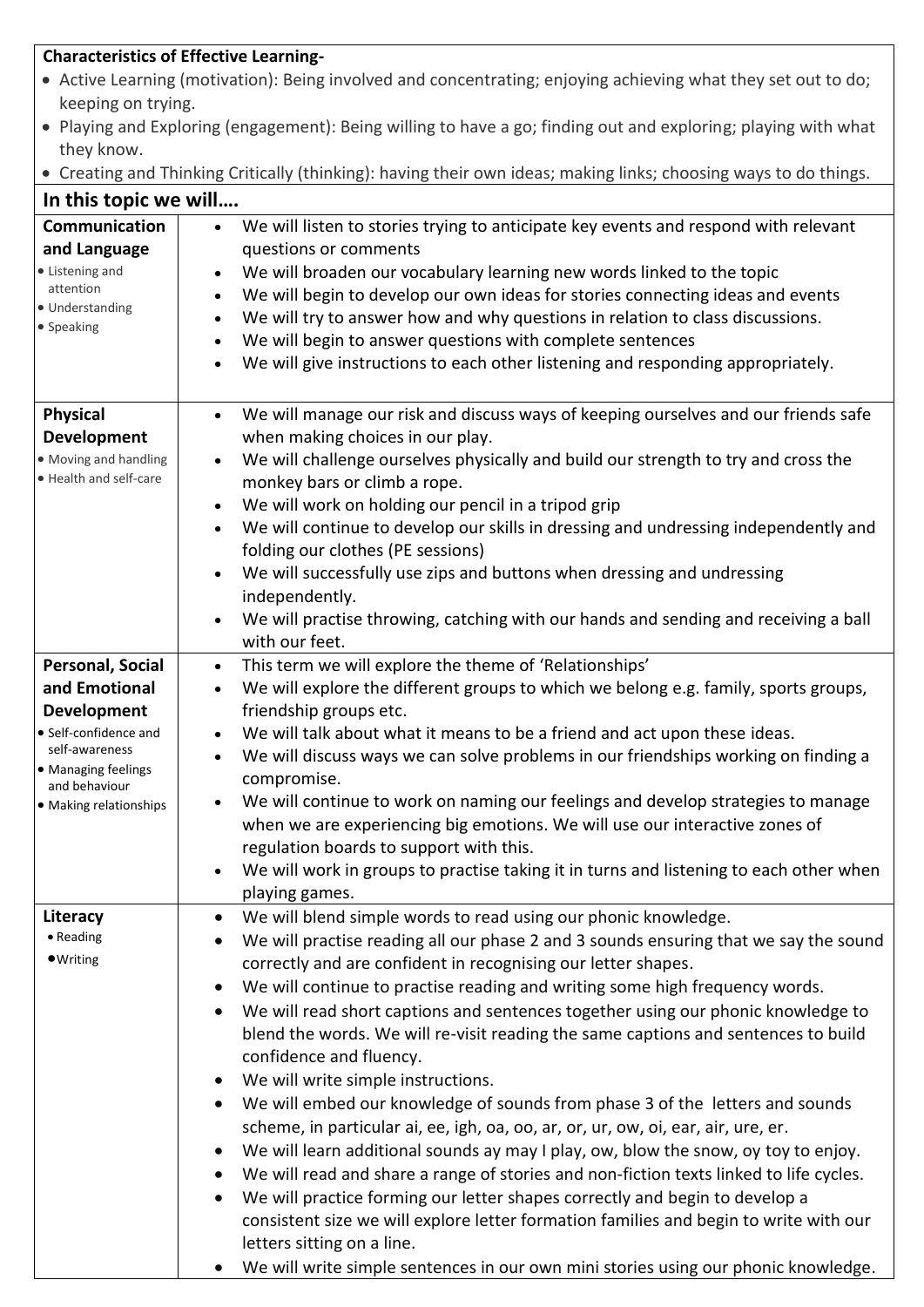**Characteristics of Effective Learning-**

- Active Learning (motivation): Being involved and concentrating; enjoying achieving what they set out to do; keeping on trying.
- Playing and Exploring (engagement): Being willing to have a go; finding out and exploring; playing with what they know.
- Creating and Thinking Critically (thinking): having their own ideas; making links; choosing ways to do things.

## In this topic we will….

| Area | Learning |
|---|---|
| **Communication and Language**<br>• Listening and attention<br>• Understanding<br>• Speaking | • We will listen to stories trying to anticipate key events and respond with relevant questions or comments<br>• We will broaden our vocabulary learning new words linked to the topic<br>• We will begin to develop our own ideas for stories connecting ideas and events<br>• We will try to answer how and why questions in relation to class discussions.<br>• We will begin to answer questions with complete sentences<br>• We will give instructions to each other listening and responding appropriately. |
| **Physical Development**<br>• Moving and handling<br>• Health and self-care | • We will manage our risk and discuss ways of keeping ourselves and our friends safe when making choices in our play.<br>• We will challenge ourselves physically and build our strength to try and cross the monkey bars or climb a rope.<br>• We will work on holding our pencil in a tripod grip<br>• We will continue to develop our skills in dressing and undressing independently and folding our clothes (PE sessions)<br>• We will successfully use zips and buttons when dressing and undressing independently.<br>• We will practise throwing, catching with our hands and sending and receiving a ball with our feet. |
| **Personal, Social and Emotional Development**<br>• Self-confidence and self-awareness<br>• Managing feelings and behaviour<br>• Making relationships | • This term we will explore the theme of 'Relationships'<br>• We will explore the different groups to which we belong e.g. family, sports groups, friendship groups etc.<br>• We will talk about what it means to be a friend and act upon these ideas.<br>• We will discuss ways we can solve problems in our friendships working on finding a compromise.<br>• We will continue to work on naming our feelings and develop strategies to manage when we are experiencing big emotions. We will use our interactive zones of regulation boards to support with this.<br>• We will work in groups to practise taking it in turns and listening to each other when playing games. |
| **Literacy**<br>• Reading<br>• Writing | • We will blend simple words to read using our phonic knowledge.<br>• We will practise reading all our phase 2 and 3 sounds ensuring that we say the sound correctly and are confident in recognising our letter shapes.<br>• We will continue to practise reading and writing some high frequency words.<br>• We will read short captions and sentences together using our phonic knowledge to blend the words. We will re-visit reading the same captions and sentences to build confidence and fluency.<br>• We will write simple instructions.<br>• We will embed our knowledge of sounds from phase 3 of the letters and sounds scheme, in particular ai, ee, igh, oa, oo, ar, or, ur, ow, oi, ear, air, ure, er.<br>• We will learn additional sounds ay may I play, ow, blow the snow, oy toy to enjoy.<br>• We will read and share a range of stories and non-fiction texts linked to life cycles.<br>• We will practice forming our letter shapes correctly and begin to develop a consistent size we will explore letter formation families and begin to write with our letters sitting on a line.<br>• We will write simple sentences in our own mini stories using our phonic knowledge. |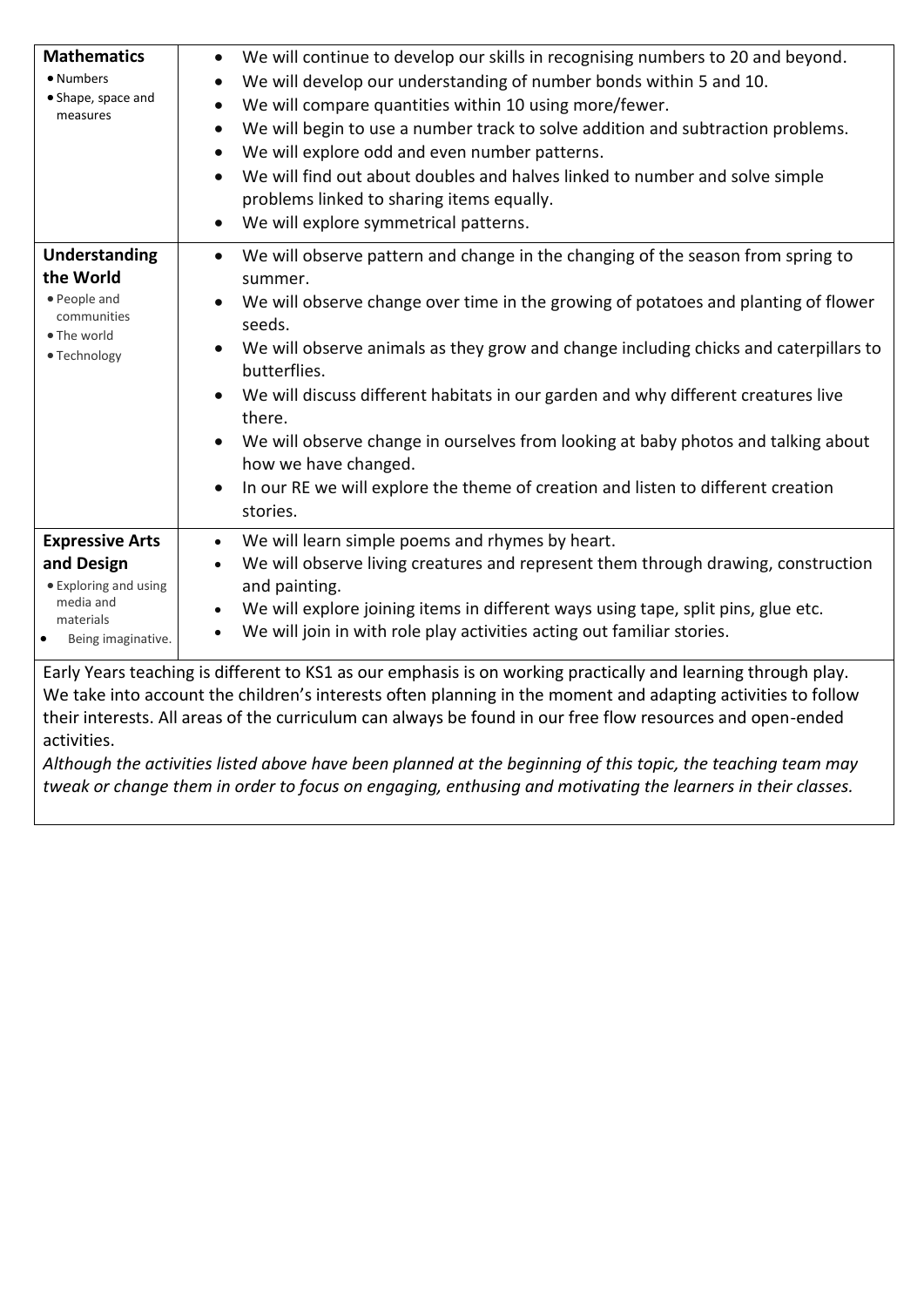| | |
|---|---|
| **Mathematics**<br>• Numbers<br>• Shape, space and measures | • We will continue to develop our skills in recognising numbers to 20 and beyond.<br>• We will develop our understanding of number bonds within 5 and 10.<br>• We will compare quantities within 10 using more/fewer.<br>• We will begin to use a number track to solve addition and subtraction problems.<br>• We will explore odd and even number patterns.<br>• We will find out about doubles and halves linked to number and solve simple problems linked to sharing items equally.<br>• We will explore symmetrical patterns. |
| **Understanding the World**<br>• People and communities<br>• The world<br>• Technology | • We will observe pattern and change in the changing of the season from spring to summer.<br>• We will observe change over time in the growing of potatoes and planting of flower seeds.<br>• We will observe animals as they grow and change including chicks and caterpillars to butterflies.<br>• We will discuss different habitats in our garden and why different creatures live there.<br>• We will observe change in ourselves from looking at baby photos and talking about how we have changed.<br>• In our RE we will explore the theme of creation and listen to different creation stories. |
| **Expressive Arts and Design**<br>• Exploring and using media and materials<br>• Being imaginative. | • We will learn simple poems and rhymes by heart.<br>• We will observe living creatures and represent them through drawing, construction and painting.<br>• We will explore joining items in different ways using tape, split pins, glue etc.<br>• We will join in with role play activities acting out familiar stories. |

Early Years teaching is different to KS1 as our emphasis is on working practically and learning through play. We take into account the children's interests often planning in the moment and adapting activities to follow their interests. All areas of the curriculum can always be found in our free flow resources and open-ended activities.

*Although the activities listed above have been planned at the beginning of this topic, the teaching team may tweak or change them in order to focus on engaging, enthusing and motivating the learners in their classes.*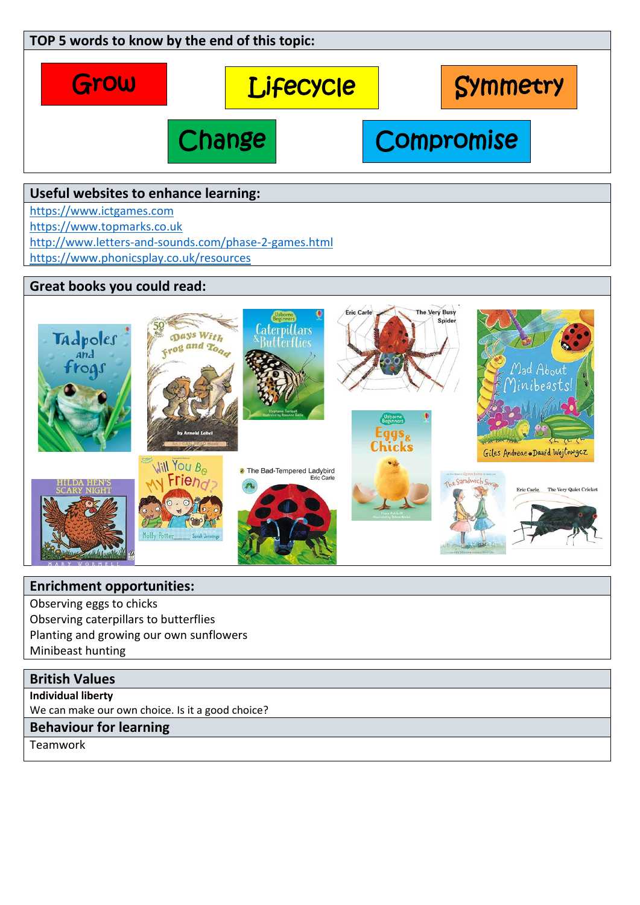## TOP 5 words to know by the end of this topic:

Grow

Lifecycle

Symmetry

Change

Compromise

## Useful websites to enhance learning:

https://www.ictgames.com
https://www.topmarks.co.uk
http://www.letters-and-sounds.com/phase-2-games.html
https://www.phonicsplay.co.uk/resources

## Great books you could read:

## Enrichment opportunities:

Observing eggs to chicks
Observing caterpillars to butterflies
Planting and growing our own sunflowers
Minibeast hunting

## British Values

**Individual liberty**

We can make our own choice. Is it a good choice?

## Behaviour for learning

Teamwork